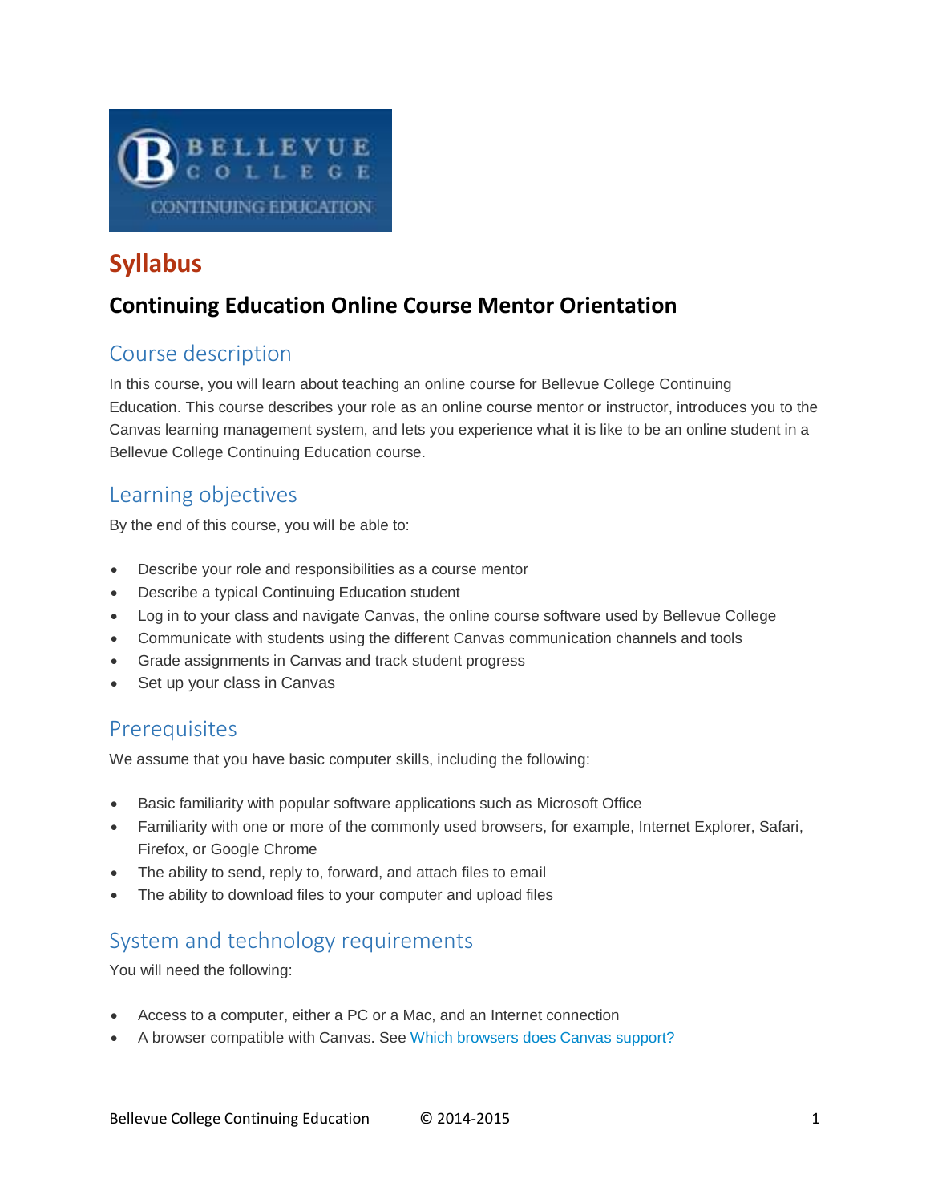# Syllabus

## Continuing Education Online Course Mentor Orientation

### Course description

In this course, you will learn about teaching an online course for Bellevue College Continuing Education. This course describes your role as an online course mentor or instructor, introduces you to the Canvas learning management system, and lets you experience what it is like to be an online student in a Bellevue College Continuing Education course.

### Learning objectives

By the end of this course, you will be able to:

- Describe your role and responsibilities as a course mentor
- Describe a typical Continuing Education student
- Log in to your class and navigate Canvas, the online course software used by Bellevue College
- Communicate with students using the different Canvas communication channels and tools
- Grade assignments in Canvas and track student progress
- Set up your class in Canvas

### Prerequisites

We assume that you have basic computer skills, including the following:

- Basic familiarity with popular software applications such as Microsoft Office
- Familiarity with one or more of the commonly used browsers, for example, Internet Explorer, Safari, Firefox, or Google Chrome
- The ability to send, reply to, forward, and attach files to email
- The ability to download files to your computer and upload files

### System and technology requirements

You will need the following:

- Access to a computer, either a PC or a Mac, and an Internet connection
- A browser compatible with Canvas. See Which browsers does Canvas support?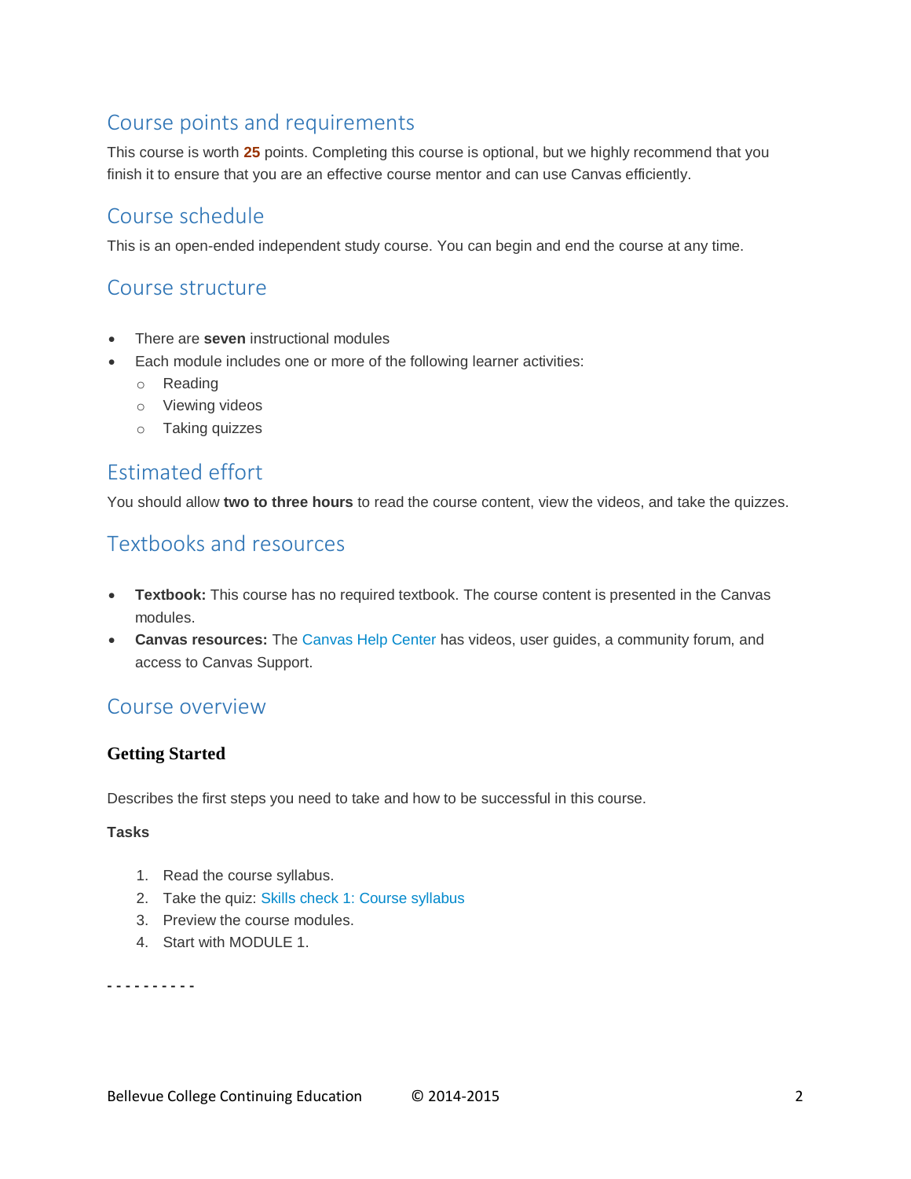## Course points and requirements

This course is worth **25** points. Completing this course is optional, but we highly recommend that you finish it to ensure that you are an effective course mentor and can use Canvas efficiently.

## Course schedule

This is an open-ended independent study course. You can begin and end the course at any time.

## Course structure

- There are **seven** instructional modules
- Each module includes one or more of the following learner activities:
  - Reading
  - Viewing videos
  - Taking quizzes

## Estimated effort

You should allow **two to three hours** to read the course content, view the videos, and take the quizzes.

## Textbooks and resources

- **Textbook:** This course has no required textbook. The course content is presented in the Canvas modules.
- **Canvas resources:** The Canvas Help Center has videos, user guides, a community forum, and access to Canvas Support.

## Course overview

### Getting Started

Describes the first steps you need to take and how to be successful in this course.

**Tasks**

1. Read the course syllabus.
2. Take the quiz: Skills check 1: Course syllabus
3. Preview the course modules.
4. Start with MODULE 1.

- - - - - - - - - -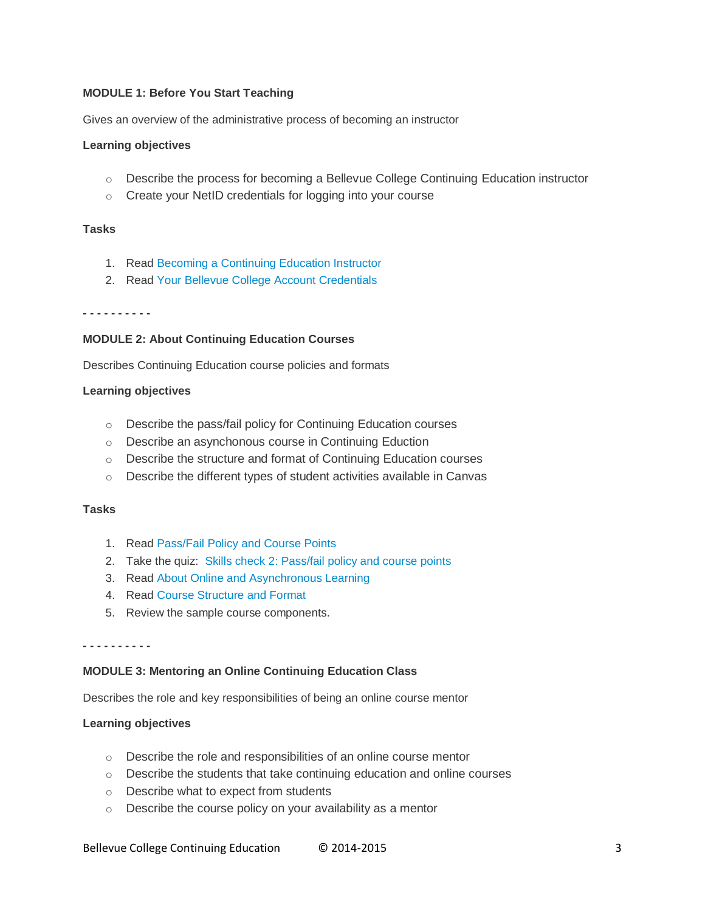**MODULE 1: Before You Start Teaching**

Gives an overview of the administrative process of becoming an instructor

**Learning objectives**

- Describe the process for becoming a Bellevue College Continuing Education instructor
- Create your NetID credentials for logging into your course

**Tasks**

1. Read Becoming a Continuing Education Instructor
2. Read Your Bellevue College Account Credentials

- - - - - - - - - -

**MODULE 2: About Continuing Education Courses**

Describes Continuing Education course policies and formats

**Learning objectives**

- Describe the pass/fail policy for Continuing Education courses
- Describe an asynchonous course in Continuing Eduction
- Describe the structure and format of Continuing Education courses
- Describe the different types of student activities available in Canvas

**Tasks**

1. Read Pass/Fail Policy and Course Points
2. Take the quiz: Skills check 2: Pass/fail policy and course points
3. Read About Online and Asynchronous Learning
4. Read Course Structure and Format
5. Review the sample course components.

- - - - - - - - - -

**MODULE 3: Mentoring an Online Continuing Education Class**

Describes the role and key responsibilities of being an online course mentor

**Learning objectives**

- Describe the role and responsibilities of an online course mentor
- Describe the students that take continuing education and online courses
- Describe what to expect from students
- Describe the course policy on your availability as a mentor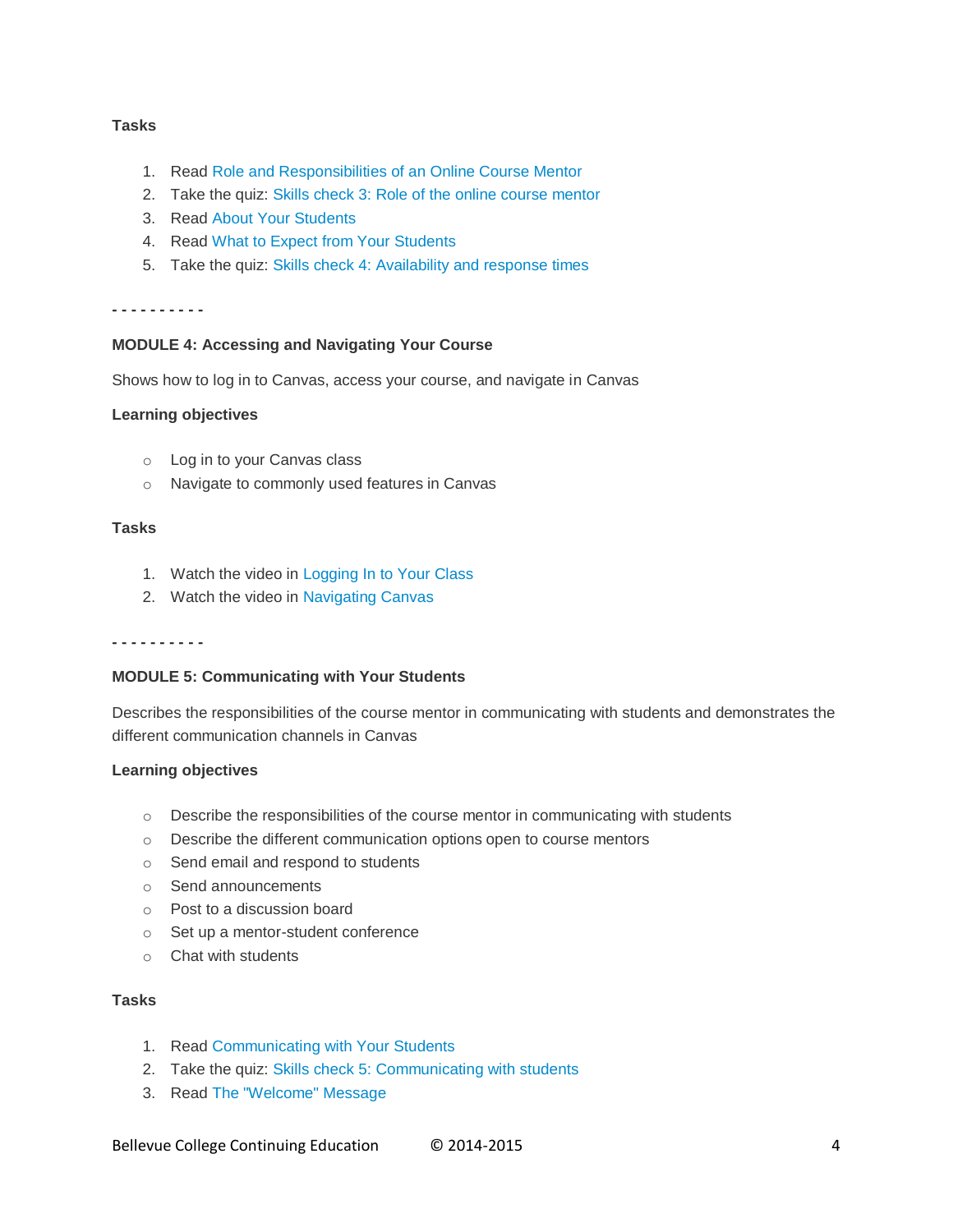**Tasks**

1. Read Role and Responsibilities of an Online Course Mentor
2. Take the quiz: Skills check 3: Role of the online course mentor
3. Read About Your Students
4. Read What to Expect from Your Students
5. Take the quiz: Skills check 4: Availability and response times

- - - - - - - - - -

**MODULE 4: Accessing and Navigating Your Course**

Shows how to log in to Canvas, access your course, and navigate in Canvas

**Learning objectives**

- Log in to your Canvas class
- Navigate to commonly used features in Canvas

**Tasks**

1. Watch the video in Logging In to Your Class
2. Watch the video in Navigating Canvas

- - - - - - - - - -

**MODULE 5: Communicating with Your Students**

Describes the responsibilities of the course mentor in communicating with students and demonstrates the different communication channels in Canvas

**Learning objectives**

- Describe the responsibilities of the course mentor in communicating with students
- Describe the different communication options open to course mentors
- Send email and respond to students
- Send announcements
- Post to a discussion board
- Set up a mentor-student conference
- Chat with students

**Tasks**

1. Read Communicating with Your Students
2. Take the quiz: Skills check 5: Communicating with students
3. Read The "Welcome" Message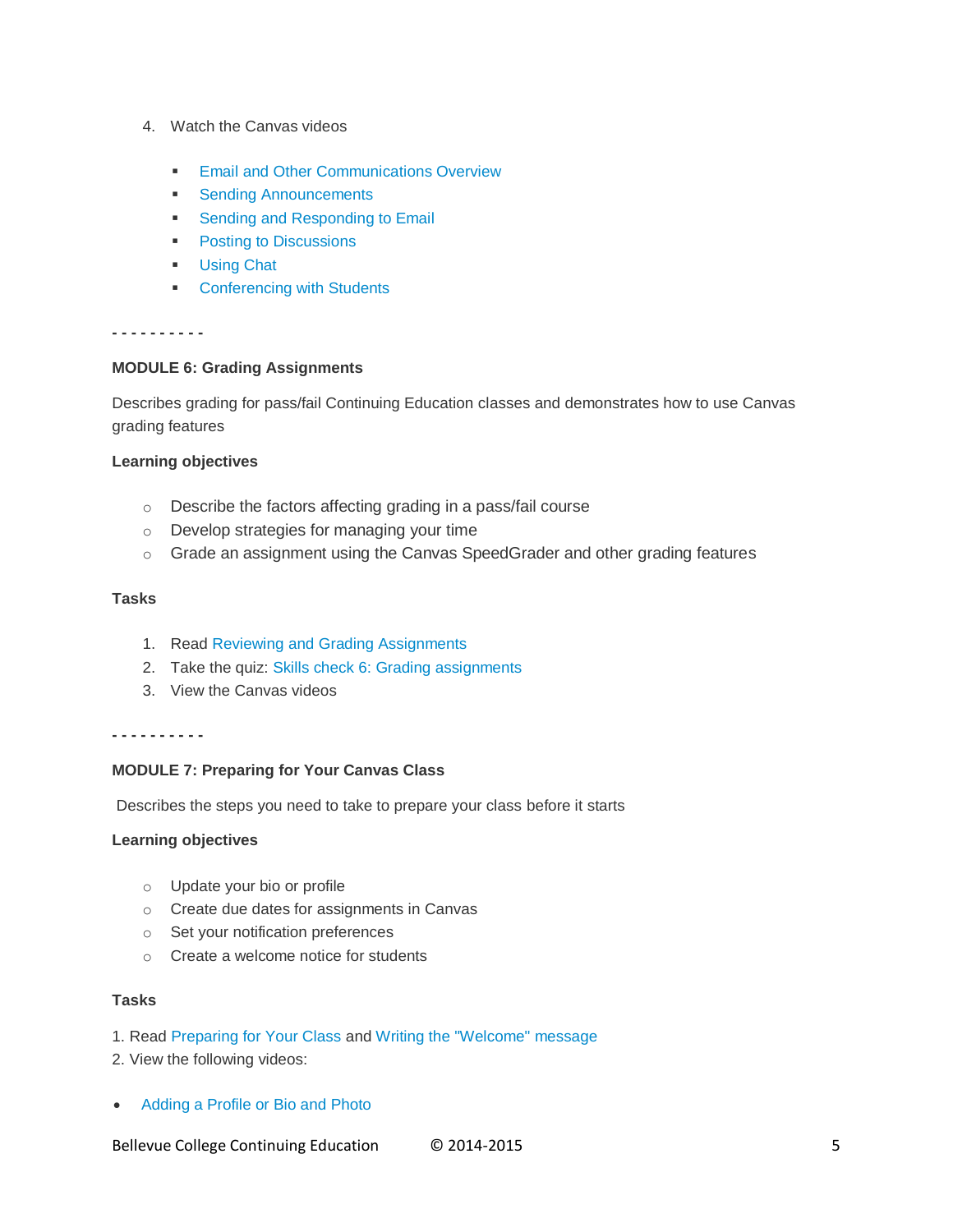4. Watch the Canvas videos

   - Email and Other Communications Overview
   - Sending Announcements
   - Sending and Responding to Email
   - Posting to Discussions
   - Using Chat
   - Conferencing with Students

\- - - - - - - - - -

**MODULE 6: Grading Assignments**

Describes grading for pass/fail Continuing Education classes and demonstrates how to use Canvas grading features

**Learning objectives**

- Describe the factors affecting grading in a pass/fail course
- Develop strategies for managing your time
- Grade an assignment using the Canvas SpeedGrader and other grading features

**Tasks**

1. Read Reviewing and Grading Assignments
2. Take the quiz: Skills check 6: Grading assignments
3. View the Canvas videos

\- - - - - - - - - -

**MODULE 7: Preparing for Your Canvas Class**

Describes the steps you need to take to prepare your class before it starts

**Learning objectives**

- Update your bio or profile
- Create due dates for assignments in Canvas
- Set your notification preferences
- Create a welcome notice for students

**Tasks**

1. Read Preparing for Your Class and Writing the "Welcome" message
2. View the following videos:

- Adding a Profile or Bio and Photo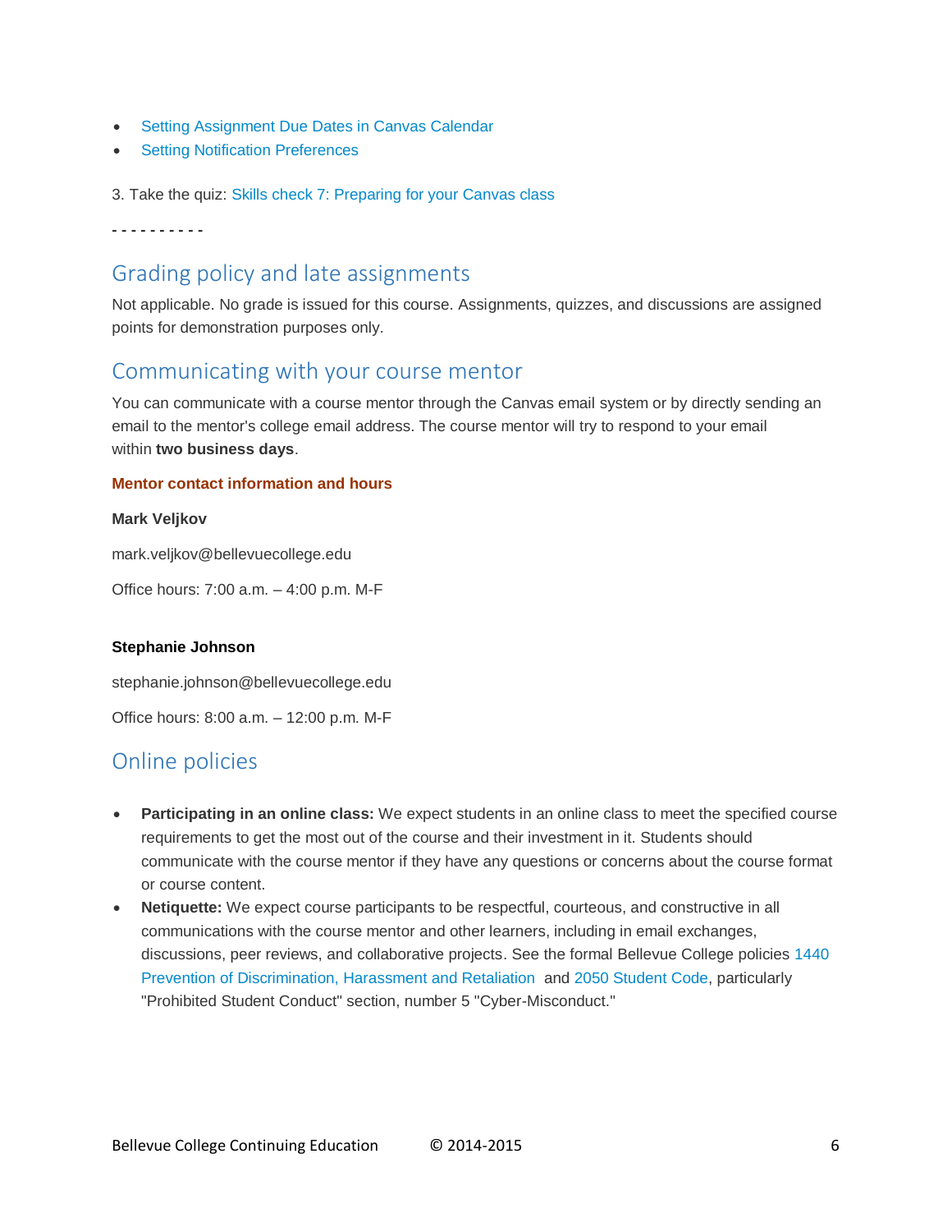- Setting Assignment Due Dates in Canvas Calendar
- Setting Notification Preferences

3. Take the quiz: Skills check 7: Preparing for your Canvas class

- - - - - - - - - -

## Grading policy and late assignments

Not applicable. No grade is issued for this course. Assignments, quizzes, and discussions are assigned points for demonstration purposes only.

## Communicating with your course mentor

You can communicate with a course mentor through the Canvas email system or by directly sending an email to the mentor's college email address. The course mentor will try to respond to your email within **two business days**.

**Mentor contact information and hours**

**Mark Veljkov**

mark.veljkov@bellevuecollege.edu

Office hours: 7:00 a.m. – 4:00 p.m. M-F

**Stephanie Johnson**

stephanie.johnson@bellevuecollege.edu

Office hours: 8:00 a.m. – 12:00 p.m. M-F

## Online policies

- **Participating in an online class:** We expect students in an online class to meet the specified course requirements to get the most out of the course and their investment in it. Students should communicate with the course mentor if they have any questions or concerns about the course format or course content.
- **Netiquette:** We expect course participants to be respectful, courteous, and constructive in all communications with the course mentor and other learners, including in email exchanges, discussions, peer reviews, and collaborative projects. See the formal Bellevue College policies 1440 Prevention of Discrimination, Harassment and Retaliation and 2050 Student Code, particularly "Prohibited Student Conduct" section, number 5 "Cyber-Misconduct."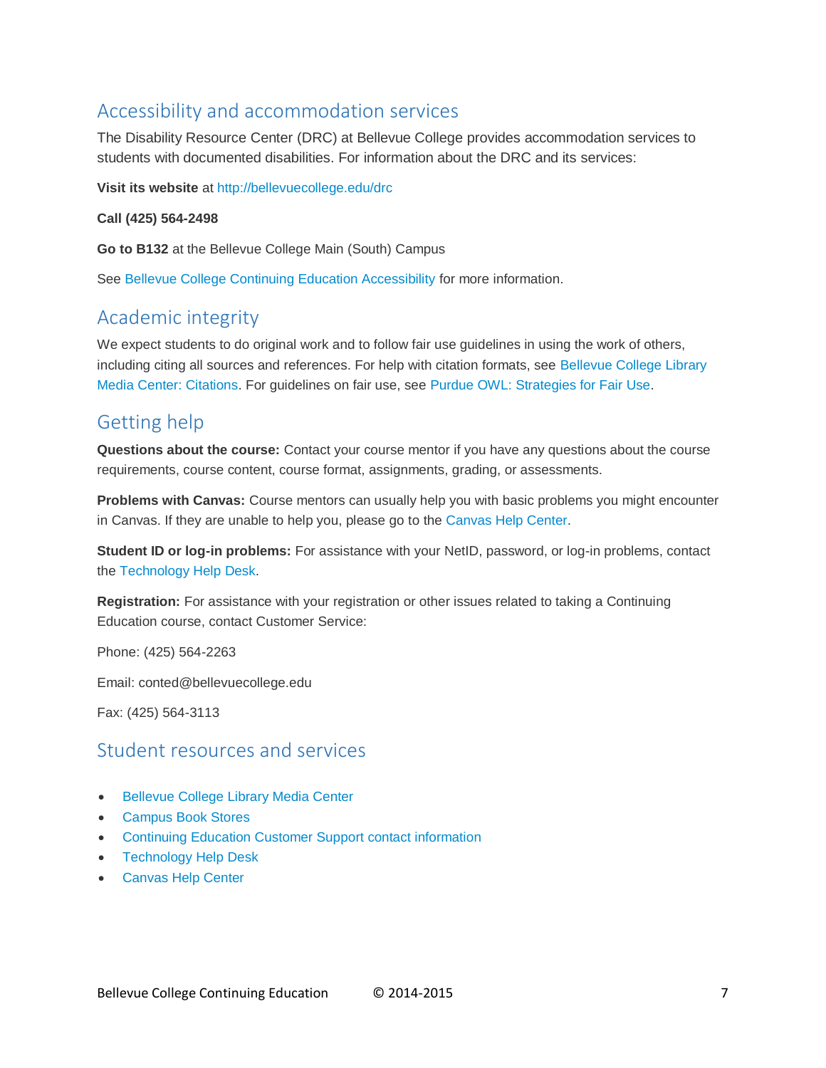## Accessibility and accommodation services

The Disability Resource Center (DRC) at Bellevue College provides accommodation services to students with documented disabilities. For information about the DRC and its services:

**Visit its website** at http://bellevuecollege.edu/drc

**Call (425) 564-2498**

**Go to B132** at the Bellevue College Main (South) Campus

See Bellevue College Continuing Education Accessibility for more information.

## Academic integrity

We expect students to do original work and to follow fair use guidelines in using the work of others, including citing all sources and references. For help with citation formats, see Bellevue College Library Media Center: Citations. For guidelines on fair use, see Purdue OWL: Strategies for Fair Use.

## Getting help

**Questions about the course:** Contact your course mentor if you have any questions about the course requirements, course content, course format, assignments, grading, or assessments.

**Problems with Canvas:** Course mentors can usually help you with basic problems you might encounter in Canvas. If they are unable to help you, please go to the Canvas Help Center.

**Student ID or log-in problems:** For assistance with your NetID, password, or log-in problems, contact the Technology Help Desk.

**Registration:** For assistance with your registration or other issues related to taking a Continuing Education course, contact Customer Service:

Phone: (425) 564-2263

Email: conted@bellevuecollege.edu

Fax: (425) 564-3113

## Student resources and services

- Bellevue College Library Media Center
- Campus Book Stores
- Continuing Education Customer Support contact information
- Technology Help Desk
- Canvas Help Center